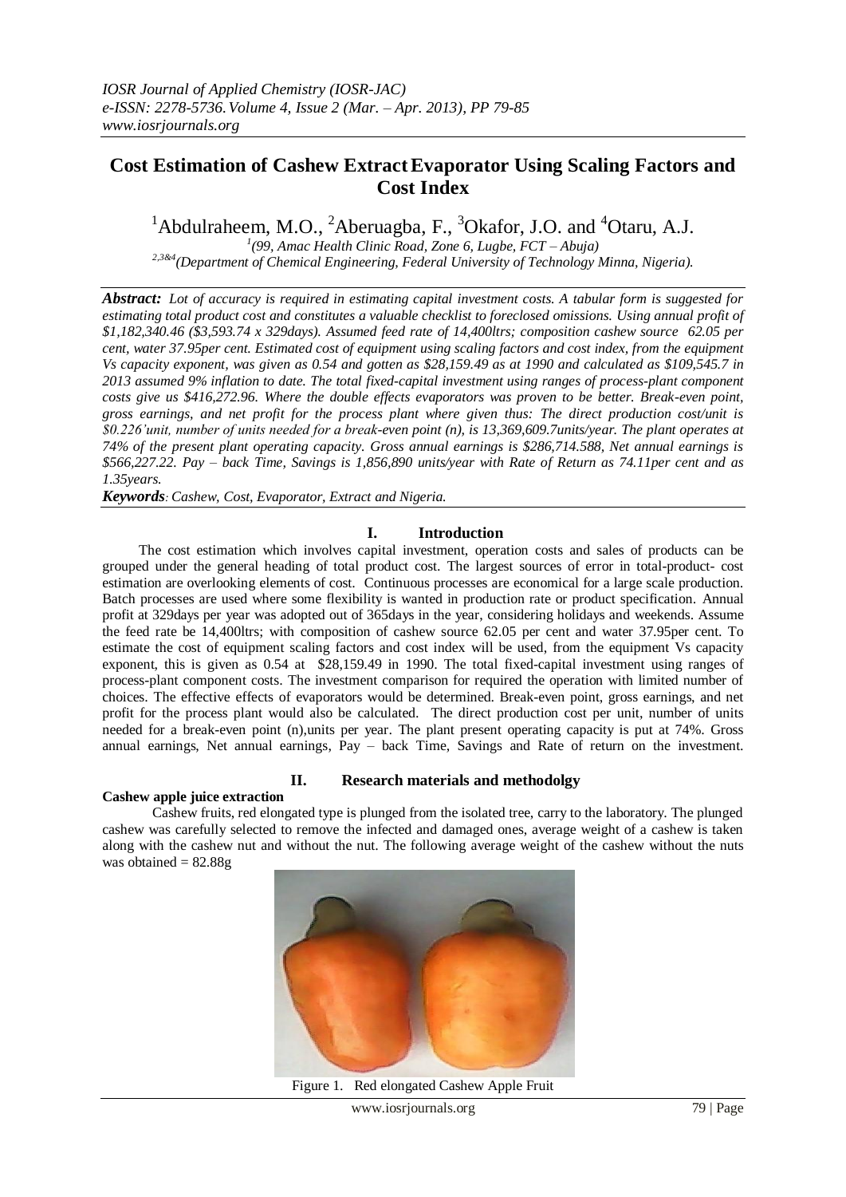*IOSR Journal of Applied Chemistry (IOSR-JAC)*
*e-ISSN: 2278-5736. Volume 4, Issue 2 (Mar. – Apr. 2013), PP 79-85*
*www.iosrjournals.org*

# Cost Estimation of Cashew Extract Evaporator Using Scaling Factors and Cost Index

[1]Abdulraheem, M.O., [2]Aberuagba, F., [3]Okafor, J.O. and [4]Otaru, A.J.

[1](99, Amac Health Clinic Road, Zone 6, Lugbe, FCT – Abuja)
[2,3&4](Department of Chemical Engineering, Federal University of Technology Minna, Nigeria).

***Abstract:*** *Lot of accuracy is required in estimating capital investment costs. A tabular form is suggested for estimating total product cost and constitutes a valuable checklist to foreclosed omissions. Using annual profit of \$1,182,340.46 (\$3,593.74 x 329days). Assumed feed rate of 14,400ltrs; composition cashew source 62.05 per cent, water 37.95per cent. Estimated cost of equipment using scaling factors and cost index, from the equipment Vs capacity exponent, was given as 0.54 and gotten as \$28,159.49 as at 1990 and calculated as \$109,545.7 in 2013 assumed 9% inflation to date. The total fixed-capital investment using ranges of process-plant component costs give us \$416,272.96. Where the double effects evaporators was proven to be better. Break-even point, gross earnings, and net profit for the process plant where given thus: The direct production cost/unit is \$0.226'unit, number of units needed for a break-even point (n), is 13,369,609.7units/year. The plant operates at 74% of the present plant operating capacity. Gross annual earnings is \$286,714.588, Net annual earnings is \$566,227.22. Pay – back Time, Savings is 1,856,890 units/year with Rate of Return as 74.11per cent and as 1.35years.*

***Keywords****: Cashew, Cost, Evaporator, Extract and Nigeria.*

## I. Introduction

The cost estimation which involves capital investment, operation costs and sales of products can be grouped under the general heading of total product cost. The largest sources of error in total-product- cost estimation are overlooking elements of cost. Continuous processes are economical for a large scale production. Batch processes are used where some flexibility is wanted in production rate or product specification. Annual profit at 329days per year was adopted out of 365days in the year, considering holidays and weekends. Assume the feed rate be 14,400ltrs; with composition of cashew source 62.05 per cent and water 37.95per cent. To estimate the cost of equipment scaling factors and cost index will be used, from the equipment Vs capacity exponent, this is given as 0.54 at \$28,159.49 in 1990. The total fixed-capital investment using ranges of process-plant component costs. The investment comparison for required the operation with limited number of choices. The effective effects of evaporators would be determined. Break-even point, gross earnings, and net profit for the process plant would also be calculated. The direct production cost per unit, number of units needed for a break-even point (n),units per year. The plant present operating capacity is put at 74%. Gross annual earnings, Net annual earnings, Pay – back Time, Savings and Rate of return on the investment.

## II. Research materials and methodolgy

**Cashew apple juice extraction**

Cashew fruits, red elongated type is plunged from the isolated tree, carry to the laboratory. The plunged cashew was carefully selected to remove the infected and damaged ones, average weight of a cashew is taken along with the cashew nut and without the nut. The following average weight of the cashew without the nuts was obtained = 82.88g

Figure 1. Red elongated Cashew Apple Fruit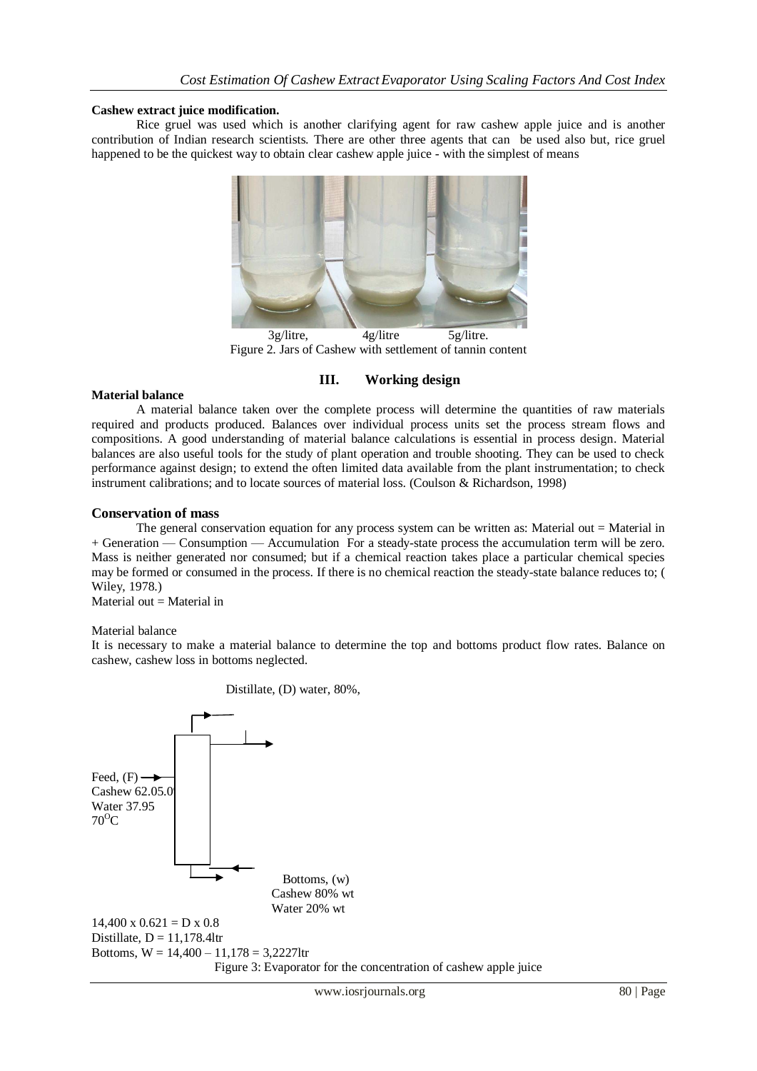**Cashew extract juice modification.**

Rice gruel was used which is another clarifying agent for raw cashew apple juice and is another contribution of Indian research scientists. There are other three agents that can be used also but, rice gruel happened to be the quickest way to obtain clear cashew apple juice - with the simplest of means

3g/litre, 4g/litre 5g/litre.

Figure 2. Jars of Cashew with settlement of tannin content

## III. Working design

**Material balance**

A material balance taken over the complete process will determine the quantities of raw materials required and products produced. Balances over individual process units set the process stream flows and compositions. A good understanding of material balance calculations is essential in process design. Material balances are also useful tools for the study of plant operation and trouble shooting. They can be used to check performance against design; to extend the often limited data available from the plant instrumentation; to check instrument calibrations; and to locate sources of material loss. (Coulson & Richardson, 1998)

### Conservation of mass

The general conservation equation for any process system can be written as: Material out = Material in + Generation — Consumption — Accumulation For a steady-state process the accumulation term will be zero. Mass is neither generated nor consumed; but if a chemical reaction takes place a particular chemical species may be formed or consumed in the process. If there is no chemical reaction the steady-state balance reduces to; ( Wiley, 1978.)

Material out = Material in

Material balance

It is necessary to make a material balance to determine the top and bottoms product flow rates. Balance on cashew, cashew loss in bottoms neglected.

Distillate, (D) water, 80%,

Feed, (F)
Cashew 62.05.0
Water 37.95
$70^{O}C$

Bottoms, (w)
Cashew 80% wt
Water 20% wt

$14,400 \times 0.621 = D \times 0.8$

Distillate, $D = 11,178.4$ltr

Bottoms, $W = 14,400 – 11,178 = 3,2227$ltr

Figure 3: Evaporator for the concentration of cashew apple juice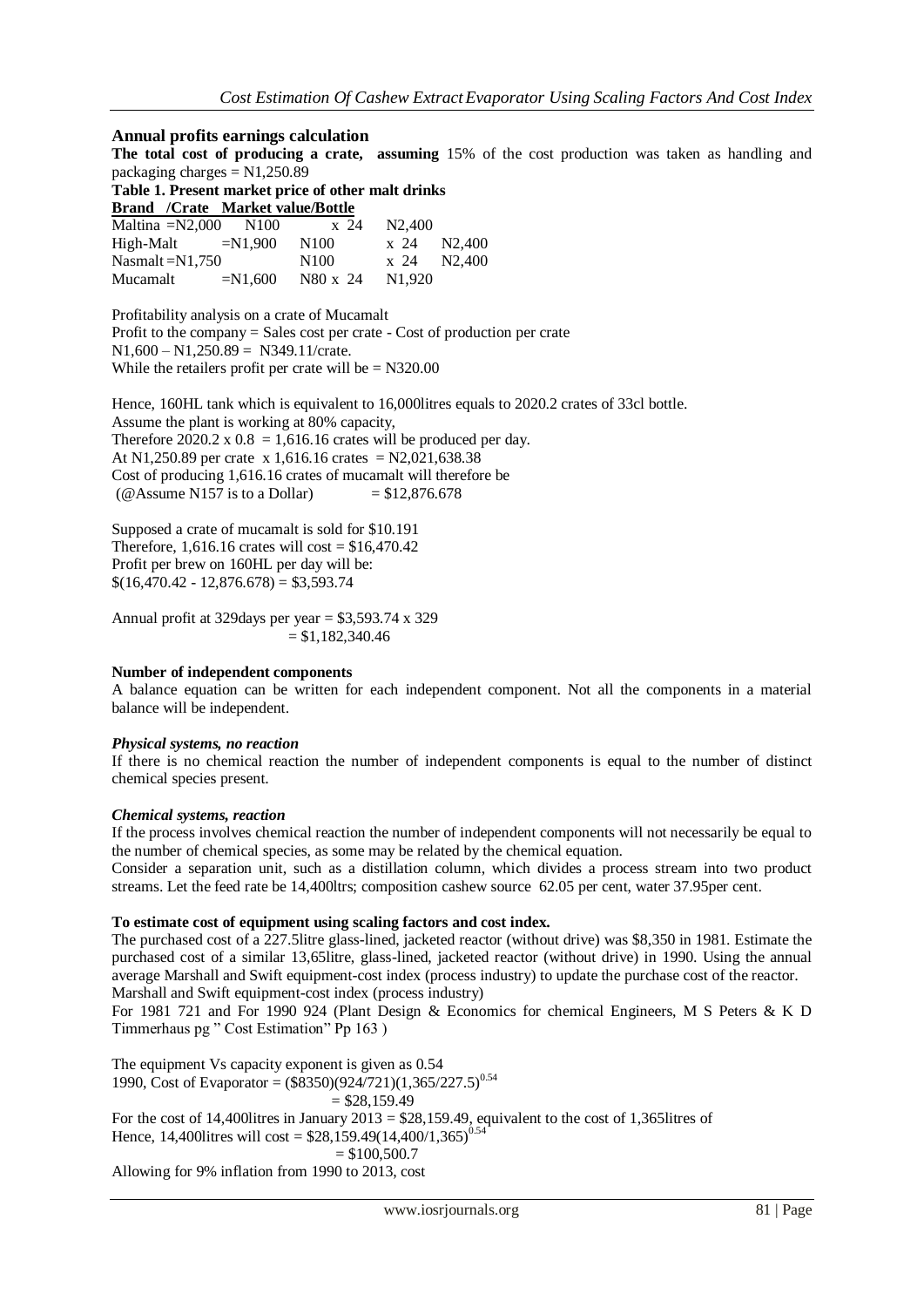## Annual profits earnings calculation

**The total cost of producing a crate, assuming** 15% of the cost production was taken as handling and packaging charges = N1,250.89

**Table 1. Present market price of other malt drinks**

| Brand /Crate | Market value/Bottle | | |
|---|---|---|---|
| Maltina =N2,000 | N100 | x 24 | N2,400 |
| High-Malt =N1,900 | N100 | x 24 | N2,400 |
| Nasmalt =N1,750 | N100 | x 24 | N2,400 |
| Mucamalt =N1,600 | N80 | x 24 | N1,920 |

Profitability analysis on a crate of Mucamalt
Profit to the company = Sales cost per crate - Cost of production per crate
N1,600 – N1,250.89 = N349.11/crate.
While the retailers profit per crate will be = N320.00

Hence, 160HL tank which is equivalent to 16,000litres equals to 2020.2 crates of 33cl bottle.
Assume the plant is working at 80% capacity,
Therefore $2020.2 \times 0.8 = 1{,}616.16$ crates will be produced per day.
At N1,250.89 per crate x 1,616.16 crates = N2,021,638.38
Cost of producing 1,616.16 crates of mucamalt will therefore be
(@Assume N157 is to a Dollar) = \$12,876.678

Supposed a crate of mucamalt is sold for \$10.191
Therefore, 1,616.16 crates will cost = \$16,470.42
Profit per brew on 160HL per day will be:
\$(16,470.42 - 12,876.678) = \$3,593.74

Annual profit at 329days per year = \$3,593.74 x 329
= \$1,182,340.46

### Number of independent components

A balance equation can be written for each independent component. Not all the components in a material balance will be independent.

#### *Physical systems, no reaction*

If there is no chemical reaction the number of independent components is equal to the number of distinct chemical species present.

#### *Chemical systems, reaction*

If the process involves chemical reaction the number of independent components will not necessarily be equal to the number of chemical species, as some may be related by the chemical equation.

Consider a separation unit, such as a distillation column, which divides a process stream into two product streams. Let the feed rate be 14,400ltrs; composition cashew source 62.05 per cent, water 37.95per cent.

### To estimate cost of equipment using scaling factors and cost index.

The purchased cost of a 227.5litre glass-lined, jacketed reactor (without drive) was \$8,350 in 1981. Estimate the purchased cost of a similar 13,65litre, glass-lined, jacketed reactor (without drive) in 1990. Using the annual average Marshall and Swift equipment-cost index (process industry) to update the purchase cost of the reactor.
Marshall and Swift equipment-cost index (process industry)
For 1981 721 and For 1990 924 (Plant Design & Economics for chemical Engineers, M S Peters & K D Timmerhaus pg " Cost Estimation" Pp 163 )

The equipment Vs capacity exponent is given as 0.54

1990, Cost of Evaporator = $(\$8350)(924/721)(1{,}365/227.5)^{0.54}$
= \$28,159.49

For the cost of 14,400litres in January 2013 = \$28,159.49, equivalent to the cost of 1,365litres of
Hence, 14,400litres will cost = $\$28{,}159.49(14{,}400/1{,}365)^{0.54}$
= \$100,500.7

Allowing for 9% inflation from 1990 to 2013, cost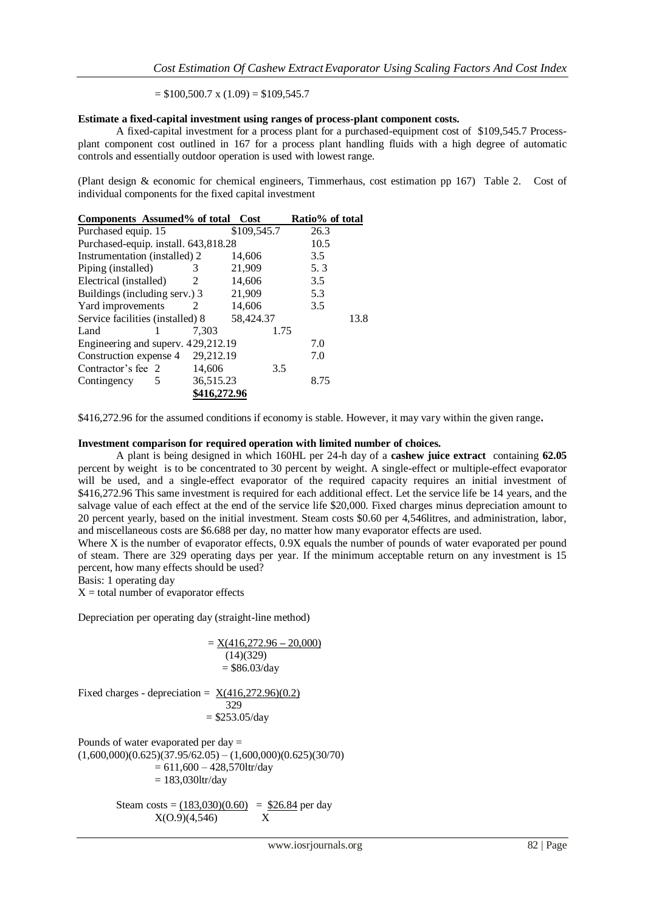$= \$100,500.7 \times (1.09) = \$109,545.7$

**Estimate a fixed-capital investment using ranges of process-plant component costs.**

A fixed-capital investment for a process plant for a purchased-equipment cost of \$109,545.7 Process-plant component cost outlined in 167 for a process plant handling fluids with a high degree of automatic controls and essentially outdoor operation is used with lowest range.

(Plant design & economic for chemical engineers, Timmerhaus, cost estimation pp 167) Table 2. Cost of individual components for the fixed capital investment

| Components | Assumed% of total | Cost | Ratio% of total |
|---|---|---|---|
| Purchased equip. | 15 | \$109,545.7 | 26.3 |
| Purchased-equip. install. | 6 | 43,818.28 | 10.5 |
| Instrumentation (installed) | 2 | 14,606 | 3.5 |
| Piping (installed) | 3 | 21,909 | 5. 3 |
| Electrical (installed) | 2 | 14,606 | 3.5 |
| Buildings (including serv.) | 3 | 21,909 | 5.3 |
| Yard improvements | 2 | 14,606 | 3.5 |
| Service facilities (installed) | 8 | 58,424.37 | 13.8 |
| Land | 1 | 7,303 | 1.75 |
| Engineering and superv. | 4 | 29,212.19 | 7.0 |
| Construction expense | 4 | 29,212.19 | 7.0 |
| Contractor's fee | 2 | 14,606 | 3.5 |
| Contingency | 5 | 36,515.23 | 8.75 |
| | | **\$416,272.96** | |

\$416,272.96 for the assumed conditions if economy is stable. However, it may vary within the given range**.**

**Investment comparison for required operation with limited number of choices.**

A plant is being designed in which 160HL per 24-h day of a **cashew juice extract** containing **62.05** percent by weight is to be concentrated to 30 percent by weight. A single-effect or multiple-effect evaporator will be used, and a single-effect evaporator of the required capacity requires an initial investment of \$416,272.96 This same investment is required for each additional effect. Let the service life be 14 years, and the salvage value of each effect at the end of the service life \$20,000. Fixed charges minus depreciation amount to 20 percent yearly, based on the initial investment. Steam costs \$0.60 per 4,546litres, and administration, labor, and miscellaneous costs are \$6.688 per day, no matter how many evaporator effects are used.

Where X is the number of evaporator effects, 0.9X equals the number of pounds of water evaporated per pound of steam. There are 329 operating days per year. If the minimum acceptable return on any investment is 15 percent, how many effects should be used?

Basis: 1 operating day

X = total number of evaporator effects

Depreciation per operating day (straight-line method)

$$= \frac{X(416{,}272.96 - 20{,}000)}{(14)(329)} = \$86.03/\text{day}$$

$$\text{Fixed charges - depreciation} = \frac{X(416{,}272.96)(0.2)}{329} = \$253.05/\text{day}$$

Pounds of water evaporated per day =

$$(1{,}600{,}000)(0.625)(37.95/62.05) - (1{,}600{,}000)(0.625)(30/70)$$
$$= 611{,}600 - 428{,}570\text{ltr/day}$$
$$= 183{,}030\text{ltr/day}$$

$$\text{Steam costs} = \frac{(183{,}030)(0.60)}{X(0.9)(4{,}546)} = \frac{\$26.84}{X} \text{ per day}$$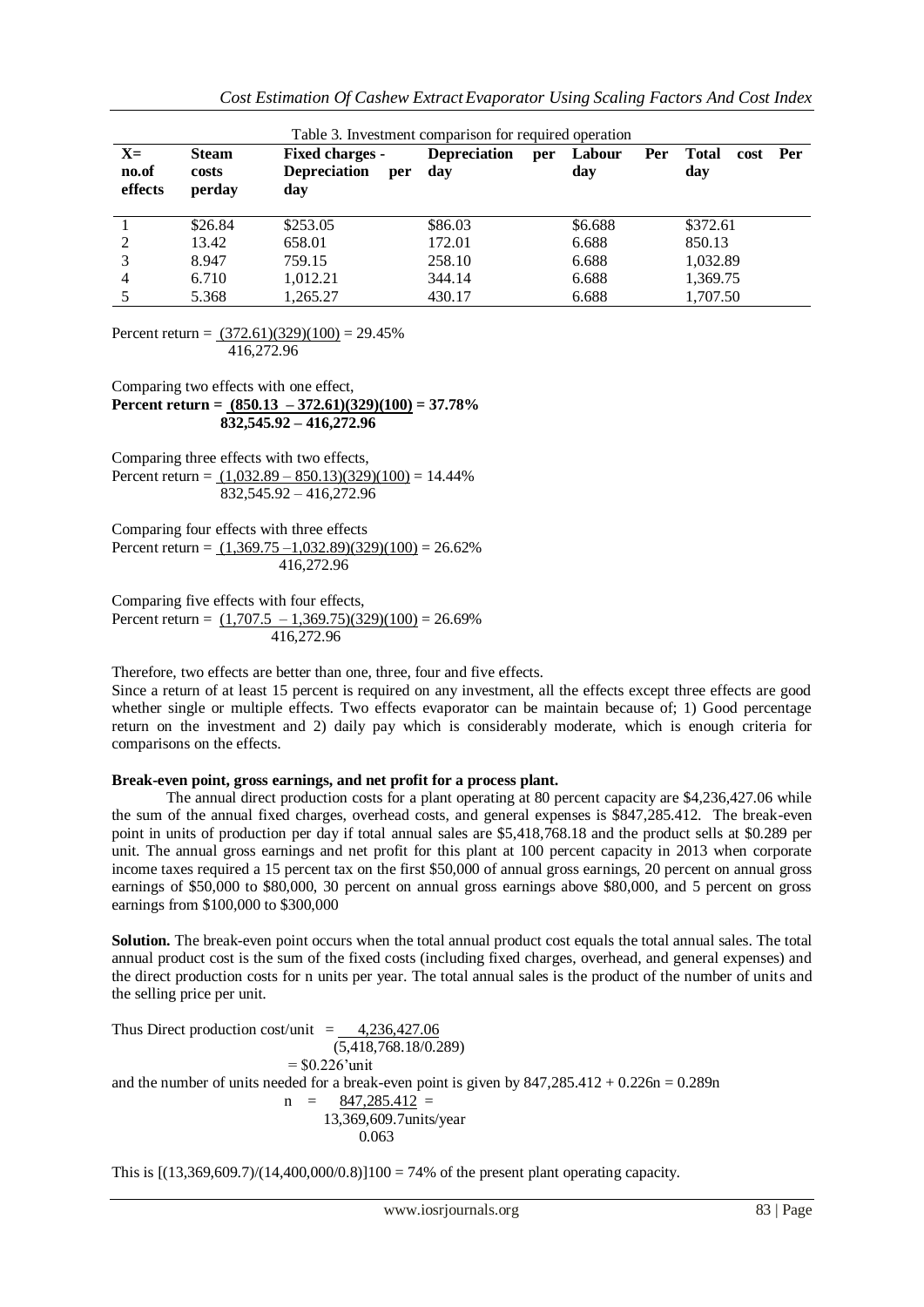Table 3. Investment comparison for required operation

| X= no.of effects | Steam costs perday | Fixed charges - Depreciation per day | Depreciation per day | Labour Per day | Total cost Per day |
|---|---|---|---|---|---|
| 1 | \$26.84 | \$253.05 | \$86.03 | \$6.688 | \$372.61 |
| 2 | 13.42 | 658.01 | 172.01 | 6.688 | 850.13 |
| 3 | 8.947 | 759.15 | 258.10 | 6.688 | 1,032.89 |
| 4 | 6.710 | 1,012.21 | 344.14 | 6.688 | 1,369.75 |
| 5 | 5.368 | 1,265.27 | 430.17 | 6.688 | 1,707.50 |

$$\text{Percent return} = \frac{(372.61)(329)(100)}{416{,}272.96} = 29.45\%$$

Comparing two effects with one effect,

$$\textbf{Percent return} = \frac{(850.13 - 372.61)(329)(100)}{832{,}545.92 - 416{,}272.96} = \mathbf{37.78\%}$$

Comparing three effects with two effects,

$$\text{Percent return} = \frac{(1{,}032.89 - 850.13)(329)(100)}{832{,}545.92 - 416{,}272.96} = 14.44\%$$

Comparing four effects with three effects

$$\text{Percent return} = \frac{(1{,}369.75 - 1{,}032.89)(329)(100)}{416{,}272.96} = 26.62\%$$

Comparing five effects with four effects,

$$\text{Percent return} = \frac{(1{,}707.5 - 1{,}369.75)(329)(100)}{416{,}272.96} = 26.69\%$$

Therefore, two effects are better than one, three, four and five effects.

Since a return of at least 15 percent is required on any investment, all the effects except three effects are good whether single or multiple effects. Two effects evaporator can be maintain because of; 1) Good percentage return on the investment and 2) daily pay which is considerably moderate, which is enough criteria for comparisons on the effects.

**Break-even point, gross earnings, and net profit for a process plant.**

The annual direct production costs for a plant operating at 80 percent capacity are \$4,236,427.06 while the sum of the annual fixed charges, overhead costs, and general expenses is \$847,285.412. The break-even point in units of production per day if total annual sales are \$5,418,768.18 and the product sells at \$0.289 per unit. The annual gross earnings and net profit for this plant at 100 percent capacity in 2013 when corporate income taxes required a 15 percent tax on the first \$50,000 of annual gross earnings, 20 percent on annual gross earnings of \$50,000 to \$80,000, 30 percent on annual gross earnings above \$80,000, and 5 percent on gross earnings from \$100,000 to \$300,000

**Solution.** The break-even point occurs when the total annual product cost equals the total annual sales. The total annual product cost is the sum of the fixed costs (including fixed charges, overhead, and general expenses) and the direct production costs for n units per year. The total annual sales is the product of the number of units and the selling price per unit.

$$\text{Thus Direct production cost/unit} = \frac{4{,}236{,}427.06}{(5{,}418{,}768.18/0.289)} = \$0.226\text{'unit}$$

and the number of units needed for a break-even point is given by $847{,}285.412 + 0.226n = 0.289n$

$$n = \frac{847{,}285.412}{0.063} = 13{,}369{,}609.7 \text{units/year}$$

This is $[(13{,}369{,}609.7)/(14{,}400{,}000/0.8)]100 = 74\%$ of the present plant operating capacity.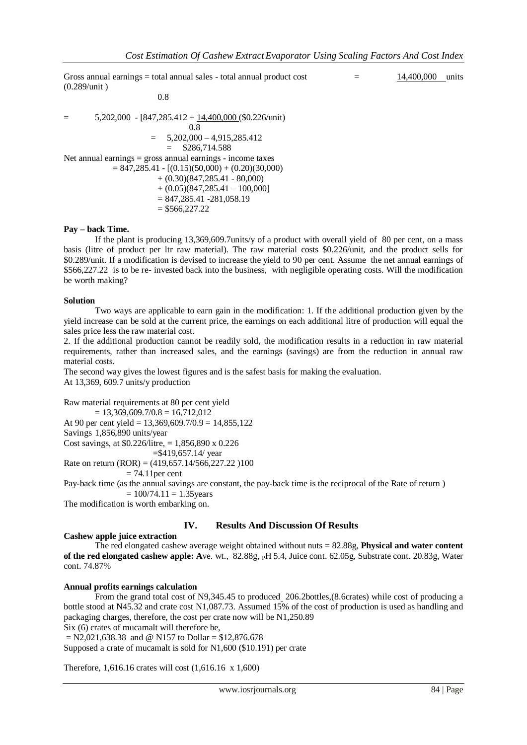Gross annual earnings = total annual sales - total annual product cost = $\frac{14,400,000}{0.8}$ units (0.289/unit)

$$= 5,202,000 - [847,285.412 + \frac{14,400,000}{0.8}(\$0.226/\text{unit})$$

$$= 5,202,000 - 4,915,285.412$$

$$= \$286,714.588$$

Net annual earnings = gross annual earnings - income taxes

$$= 847,285.41 - [(0.15)(50,000) + (0.20)(30,000)$$
$$+ (0.30)(847,285.41 - 80,000)$$
$$+ (0.05)(847,285.41 - 100,000]$$
$$= 847,285.41 - 281,058.19$$
$$= \$566,227.22$$

**Pay – back Time.**

If the plant is producing 13,369,609.7units/y of a product with overall yield of 80 per cent, on a mass basis (litre of product per ltr raw material). The raw material costs \$0.226/unit, and the product sells for \$0.289/unit. If a modification is devised to increase the yield to 90 per cent. Assume the net annual earnings of \$566,227.22 is to be re- invested back into the business, with negligible operating costs. Will the modification be worth making?

**Solution**

Two ways are applicable to earn gain in the modification: 1. If the additional production given by the yield increase can be sold at the current price, the earnings on each additional litre of production will equal the sales price less the raw material cost.

2. If the additional production cannot be readily sold, the modification results in a reduction in raw material requirements, rather than increased sales, and the earnings (savings) are from the reduction in annual raw material costs.

The second way gives the lowest figures and is the safest basis for making the evaluation.

At 13,369, 609.7 units/y production

Raw material requirements at 80 per cent yield

$= 13,369,609.7/0.8 = 16,712,012$

At 90 per cent yield $= 13,369,609.7/0.9 = 14,855,122$

Savings 1,856,890 units/year

Cost savings, at \$0.226/litre, $= 1,856,890 \times 0.226$

$= \$419,657.14$/ year

Rate on return (ROR) $= (419,657.14/566,227.22)100$

$= 74.11$per cent

Pay-back time (as the annual savings are constant, the pay-back time is the reciprocal of the Rate of return )

$= 100/74.11 = 1.35$years

The modification is worth embarking on.

## IV. Results And Discussion Of Results

**Cashew apple juice extraction**

The red elongated cashew average weight obtained without nuts = 82.88g, **Physical and water content of the red elongated cashew apple: A**ve. wt., 82.88g, pH 5.4, Juice cont. 62.05g, Substrate cont. 20.83g, Water cont. 74.87%

**Annual profits earnings calculation**

From the grand total cost of N9,345.45 to produced 206.2bottles,(8.6crates) while cost of producing a bottle stood at N45.32 and crate cost N1,087.73. Assumed 15% of the cost of production is used as handling and packaging charges, therefore, the cost per crate now will be N1,250.89

Six (6) crates of mucamalt will therefore be,

= N2,021,638.38 and @ N157 to Dollar = \$12,876.678

Supposed a crate of mucamalt is sold for N1,600 (\$10.191) per crate

Therefore, 1,616.16 crates will cost (1,616.16 x 1,600)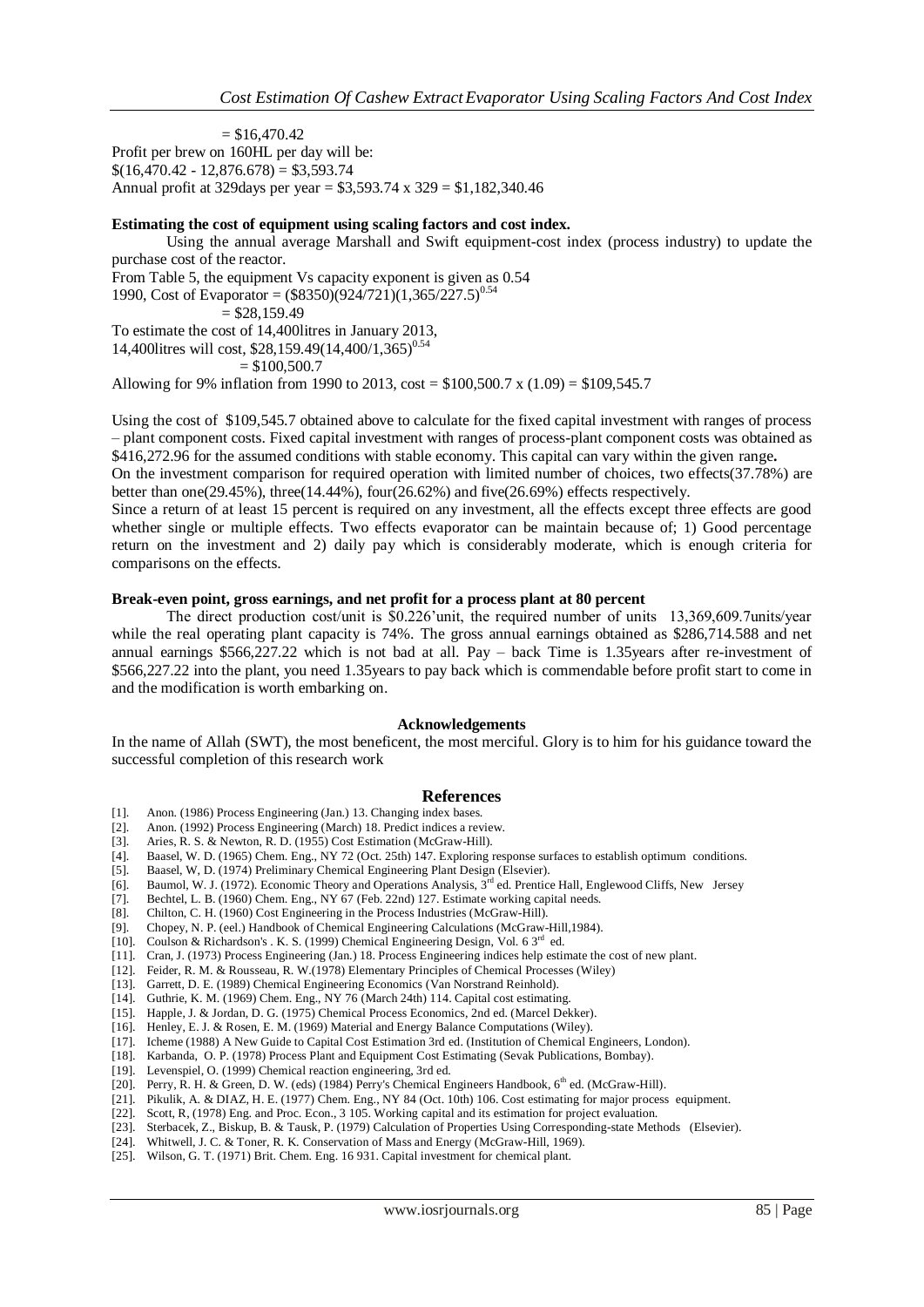= $16,470.42

Profit per brew on 160HL per day will be:

$(16,470.42 - 12,876.678) = $3,593.74

Annual profit at 329days per year = $3,593.74 x 329 = $1,182,340.46

**Estimating the cost of equipment using scaling factors and cost index.**

Using the annual average Marshall and Swift equipment-cost index (process industry) to update the purchase cost of the reactor.

From Table 5, the equipment Vs capacity exponent is given as 0.54

1990, Cost of Evaporator = $(\$8350)(924/721)(1,365/227.5)^{0.54}$

$= \$28,159.49$

To estimate the cost of 14,400litres in January 2013,

14,400litres will cost, $\$28,159.49(14,400/1,365)^{0.54}$

$= \$100,500.7$

Allowing for 9% inflation from 1990 to 2013, cost = $100,500.7 x (1.09) = $109,545.7

Using the cost of $109,545.7 obtained above to calculate for the fixed capital investment with ranges of process – plant component costs. Fixed capital investment with ranges of process-plant component costs was obtained as $416,272.96 for the assumed conditions with stable economy. This capital can vary within the given range**.**

On the investment comparison for required operation with limited number of choices, two effects(37.78%) are better than one(29.45%), three(14.44%), four(26.62%) and five(26.69%) effects respectively.

Since a return of at least 15 percent is required on any investment, all the effects except three effects are good whether single or multiple effects. Two effects evaporator can be maintain because of; 1) Good percentage return on the investment and 2) daily pay which is considerably moderate, which is enough criteria for comparisons on the effects.

**Break-even point, gross earnings, and net profit for a process plant at 80 percent**

The direct production cost/unit is $0.226'unit, the required number of units 13,369,609.7units/year while the real operating plant capacity is 74%. The gross annual earnings obtained as $286,714.588 and net annual earnings $566,227.22 which is not bad at all. Pay – back Time is 1.35years after re-investment of $566,227.22 into the plant, you need 1.35years to pay back which is commendable before profit start to come in and the modification is worth embarking on.

### Acknowledgements

In the name of Allah (SWT), the most beneficent, the most merciful. Glory is to him for his guidance toward the successful completion of this research work

## References

[1]. Anon. (1986) Process Engineering (Jan.) 13. Changing index bases.
[2]. Anon. (1992) Process Engineering (March) 18. Predict indices a review.
[3]. Aries, R. S. & Newton, R. D. (1955) Cost Estimation (McGraw-Hill).
[4]. Baasel, W. D. (1965) Chem. Eng., NY 72 (Oct. 25th) 147. Exploring response surfaces to establish optimum conditions.
[5]. Baasel, W, D. (1974) Preliminary Chemical Engineering Plant Design (Elsevier).
[6]. Baumol, W. J. (1972). Economic Theory and Operations Analysis, 3rd ed. Prentice Hall, Englewood Cliffs, New Jersey
[7]. Bechtel, L. B. (1960) Chem. Eng., NY 67 (Feb. 22nd) 127. Estimate working capital needs.
[8]. Chilton, C. H. (1960) Cost Engineering in the Process Industries (McGraw-Hill).
[9]. Chopey, N. P. (eel.) Handbook of Chemical Engineering Calculations (McGraw-Hill,1984).
[10]. Coulson & Richardson's . K. S. (1999) Chemical Engineering Design, Vol. 6 3rd ed.
[11]. Cran, J. (1973) Process Engineering (Jan.) 18. Process Engineering indices help estimate the cost of new plant.
[12]. Feider, R. M. & Rousseau, R. W.(1978) Elementary Principles of Chemical Processes (Wiley)
[13]. Garrett, D. E. (1989) Chemical Engineering Economics (Van Norstrand Reinhold).
[14]. Guthrie, K. M. (1969) Chem. Eng., NY 76 (March 24th) 114. Capital cost estimating.
[15]. Happle, J. & Jordan, D. G. (1975) Chemical Process Economics, 2nd ed. (Marcel Dekker).
[16]. Henley, E. J. & Rosen, E. M. (1969) Material and Energy Balance Computations (Wiley).
[17]. Icheme (1988) A New Guide to Capital Cost Estimation 3rd ed. (Institution of Chemical Engineers, London).
[18]. Karbanda, O. P. (1978) Process Plant and Equipment Cost Estimating (Sevak Publications, Bombay).
[19]. Levenspiel, O. (1999) Chemical reaction engineering, 3rd ed.
[20]. Perry, R. H. & Green, D. W. (eds) (1984) Perry's Chemical Engineers Handbook, 6th ed. (McGraw-Hill).
[21]. Pikulik, A. & DIAZ, H. E. (1977) Chem. Eng., NY 84 (Oct. 10th) 106. Cost estimating for major process equipment.
[22]. Scott, R, (1978) Eng. and Proc. Econ., 3 105. Working capital and its estimation for project evaluation.
[23]. Sterbacek, Z., Biskup, B. & Tausk, P. (1979) Calculation of Properties Using Corresponding-state Methods (Elsevier).
[24]. Whitwell, J. C. & Toner, R. K. Conservation of Mass and Energy (McGraw-Hill, 1969).
[25]. Wilson, G. T. (1971) Brit. Chem. Eng. 16 931. Capital investment for chemical plant.